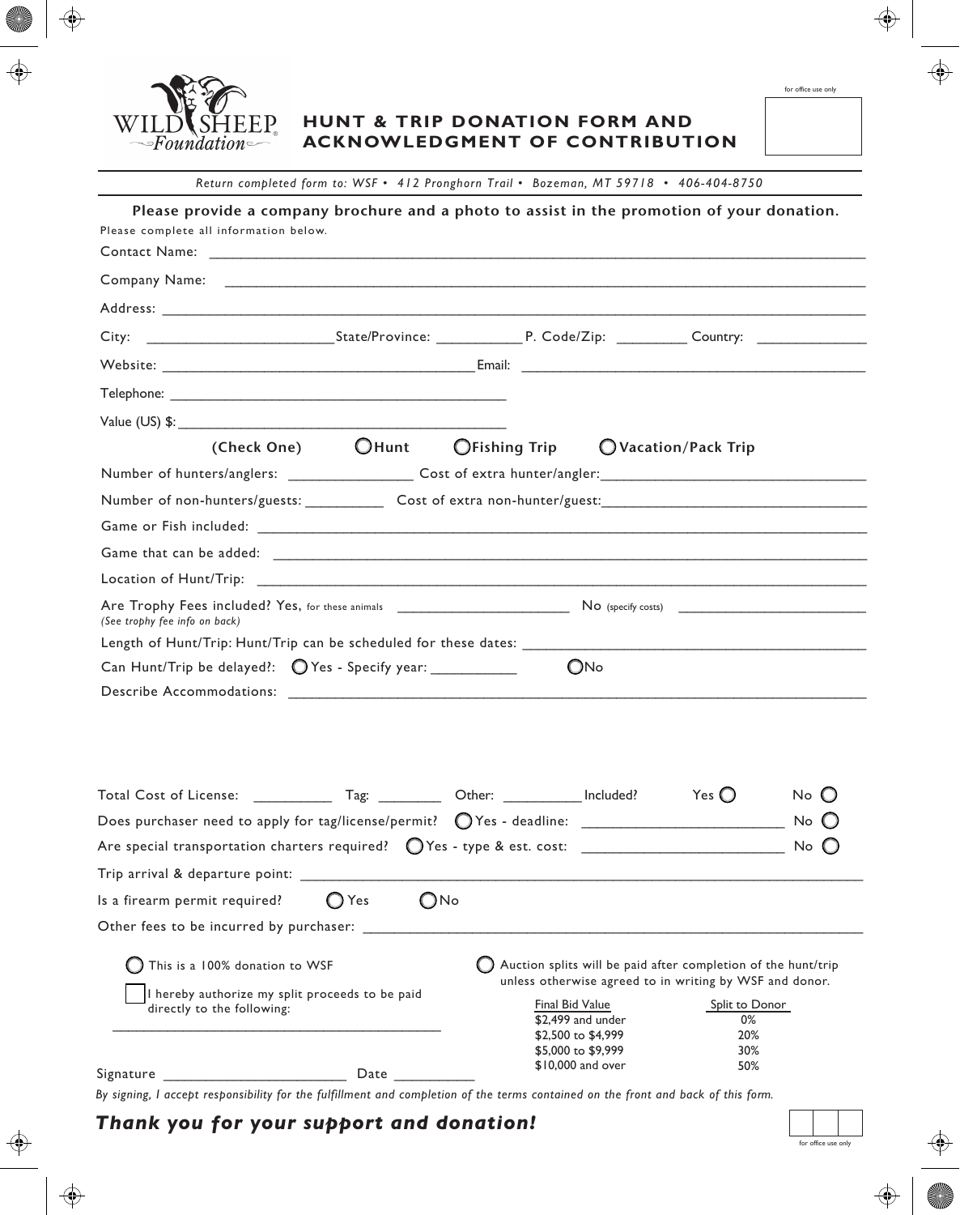# HUNT & TRIP DONATION FORM AND ACKNOWLEDGMENT OF CONTRIBUTION

for office use only

*Return completed form to: WSF • 412 Pronghorn Trail • Bozeman, MT 59718 • 406-404-8750*

**Please provide a company brochure and a photo to assist in the promotion of your donation.**

Please complete all information below.

Contact Name: ______________________________

Company Name: ______________________________

Address: ______________________________

City: ____________ State/Province: ____________ P. Code/Zip: ____________ Country: ____________

Website: ____________ Email: ____________

Telephone: ______________________________

Value (US) $: ______________________________

**(Check One)** ◯ **Hunt** ◯ **Fishing Trip** ◯ **Vacation/Pack Trip**

Number of hunters/anglers: ____________ Cost of extra hunter/angler: ____________

Number of non-hunters/guests: ____________ Cost of extra non-hunter/guest: ____________

Game or Fish included: ______________________________

Game that can be added: ______________________________

Location of Hunt/Trip: ______________________________

Are Trophy Fees included? Yes, for these animals ____________ No (specify costs) ____________
*(See trophy fee info on back)*

Length of Hunt/Trip: Hunt/Trip can be scheduled for these dates: ______________________________

Can Hunt/Trip be delayed?: ◯ Yes - Specify year: ____________ ◯ No

Describe Accommodations: ______________________________

Total Cost of License: ____________ Tag: ____________ Other: ____________ Included? Yes ◯ No ◯

Does purchaser need to apply for tag/license/permit? ◯ Yes - deadline: ____________ No ◯

Are special transportation charters required? ◯ Yes - type & est. cost: ____________ No ◯

Trip arrival & departure point: ______________________________

Is a firearm permit required? ◯ Yes ◯ No

Other fees to be incurred by purchaser: ______________________________

◯ This is a 100% donation to WSF

☐ I hereby authorize my split proceeds to be paid directly to the following:

______________________________

◯ Auction splits will be paid after completion of the hunt/trip unless otherwise agreed to in writing by WSF and donor.

| Final Bid Value | Split to Donor |
|---|---|
| $2,499 and under | 0% |
| $2,500 to $4,999 | 20% |
| $5,000 to $9,999 | 30% |
| $10,000 and over | 50% |

Signature ____________ Date ____________

*By signing, I accept responsibility for the fulfillment and completion of the terms contained on the front and back of this form.*

***Thank you for your support and donation!***

for office use only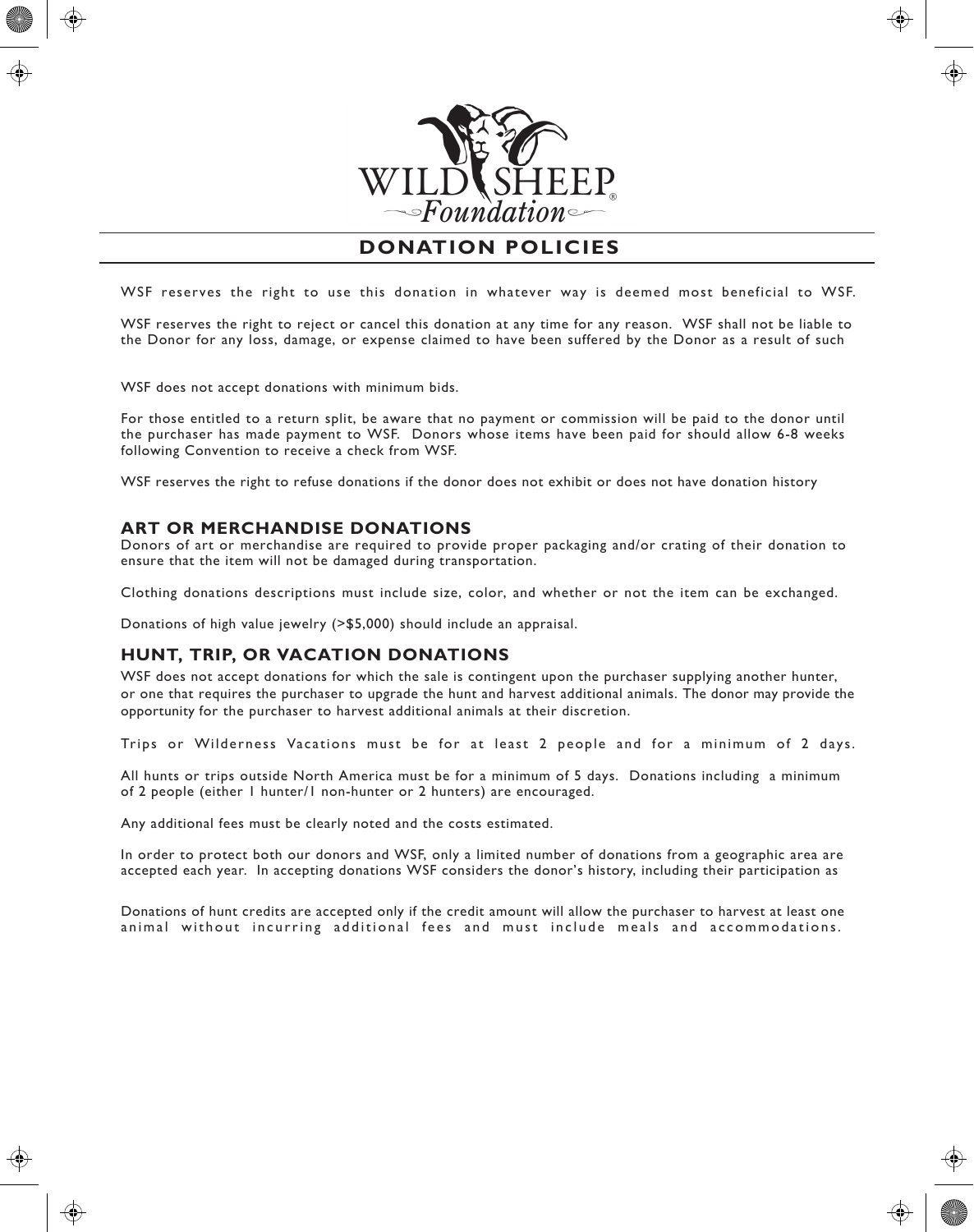WILD SHEEP Foundation®

## DONATION POLICIES

WSF reserves the right to use this donation in whatever way is deemed most beneficial to WSF.

WSF reserves the right to reject or cancel this donation at any time for any reason. WSF shall not be liable to the Donor for any loss, damage, or expense claimed to have been suffered by the Donor as a result of such

WSF does not accept donations with minimum bids.

For those entitled to a return split, be aware that no payment or commission will be paid to the donor until the purchaser has made payment to WSF. Donors whose items have been paid for should allow 6-8 weeks following Convention to receive a check from WSF.

WSF reserves the right to refuse donations if the donor does not exhibit or does not have donation history

### ART OR MERCHANDISE DONATIONS

Donors of art or merchandise are required to provide proper packaging and/or crating of their donation to ensure that the item will not be damaged during transportation.

Clothing donations descriptions must include size, color, and whether or not the item can be exchanged.

Donations of high value jewelry (>$5,000) should include an appraisal.

### HUNT, TRIP, OR VACATION DONATIONS

WSF does not accept donations for which the sale is contingent upon the purchaser supplying another hunter, or one that requires the purchaser to upgrade the hunt and harvest additional animals. The donor may provide the opportunity for the purchaser to harvest additional animals at their discretion.

Trips or Wilderness Vacations must be for at least 2 people and for a minimum of 2 days.

All hunts or trips outside North America must be for a minimum of 5 days. Donations including a minimum of 2 people (either 1 hunter/1 non-hunter or 2 hunters) are encouraged.

Any additional fees must be clearly noted and the costs estimated.

In order to protect both our donors and WSF, only a limited number of donations from a geographic area are accepted each year. In accepting donations WSF considers the donor's history, including their participation as

Donations of hunt credits are accepted only if the credit amount will allow the purchaser to harvest at least one animal without incurring additional fees and must include meals and accommodations.